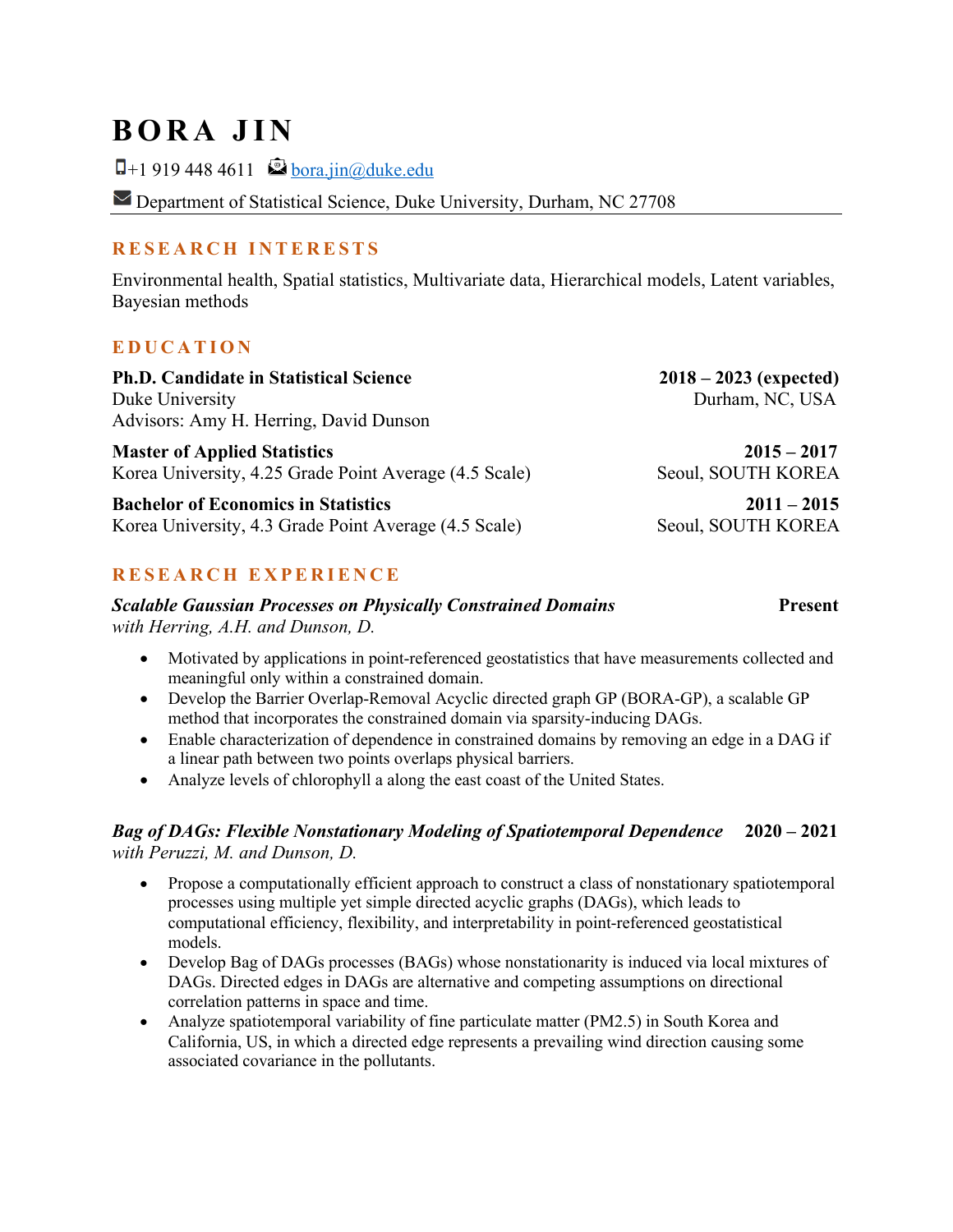# BORA JIN

+1 919 448 4611   bora.jin@duke.edu

Department of Statistical Science, Duke University, Durham, NC 27708

## RESEARCH INTERESTS

Environmental health, Spatial statistics, Multivariate data, Hierarchical models, Latent variables, Bayesian methods

## EDUCATION

**Ph.D. Candidate in Statistical Science** — **2018 – 2023 (expected)**
Duke University — Durham, NC, USA
Advisors: Amy H. Herring, David Dunson

**Master of Applied Statistics** — **2015 – 2017**
Korea University, 4.25 Grade Point Average (4.5 Scale) — Seoul, SOUTH KOREA

**Bachelor of Economics in Statistics** — **2011 – 2015**
Korea University, 4.3 Grade Point Average (4.5 Scale) — Seoul, SOUTH KOREA

## RESEARCH EXPERIENCE

***Scalable Gaussian Processes on Physically Constrained Domains*** — **Present**
*with Herring, A.H. and Dunson, D.*

- Motivated by applications in point-referenced geostatistics that have measurements collected and meaningful only within a constrained domain.
- Develop the Barrier Overlap-Removal Acyclic directed graph GP (BORA-GP), a scalable GP method that incorporates the constrained domain via sparsity-inducing DAGs.
- Enable characterization of dependence in constrained domains by removing an edge in a DAG if a linear path between two points overlaps physical barriers.
- Analyze levels of chlorophyll a along the east coast of the United States.

***Bag of DAGs: Flexible Nonstationary Modeling of Spatiotemporal Dependence*** — **2020 – 2021**
*with Peruzzi, M. and Dunson, D.*

- Propose a computationally efficient approach to construct a class of nonstationary spatiotemporal processes using multiple yet simple directed acyclic graphs (DAGs), which leads to computational efficiency, flexibility, and interpretability in point-referenced geostatistical models.
- Develop Bag of DAGs processes (BAGs) whose nonstationarity is induced via local mixtures of DAGs. Directed edges in DAGs are alternative and competing assumptions on directional correlation patterns in space and time.
- Analyze spatiotemporal variability of fine particulate matter (PM2.5) in South Korea and California, US, in which a directed edge represents a prevailing wind direction causing some associated covariance in the pollutants.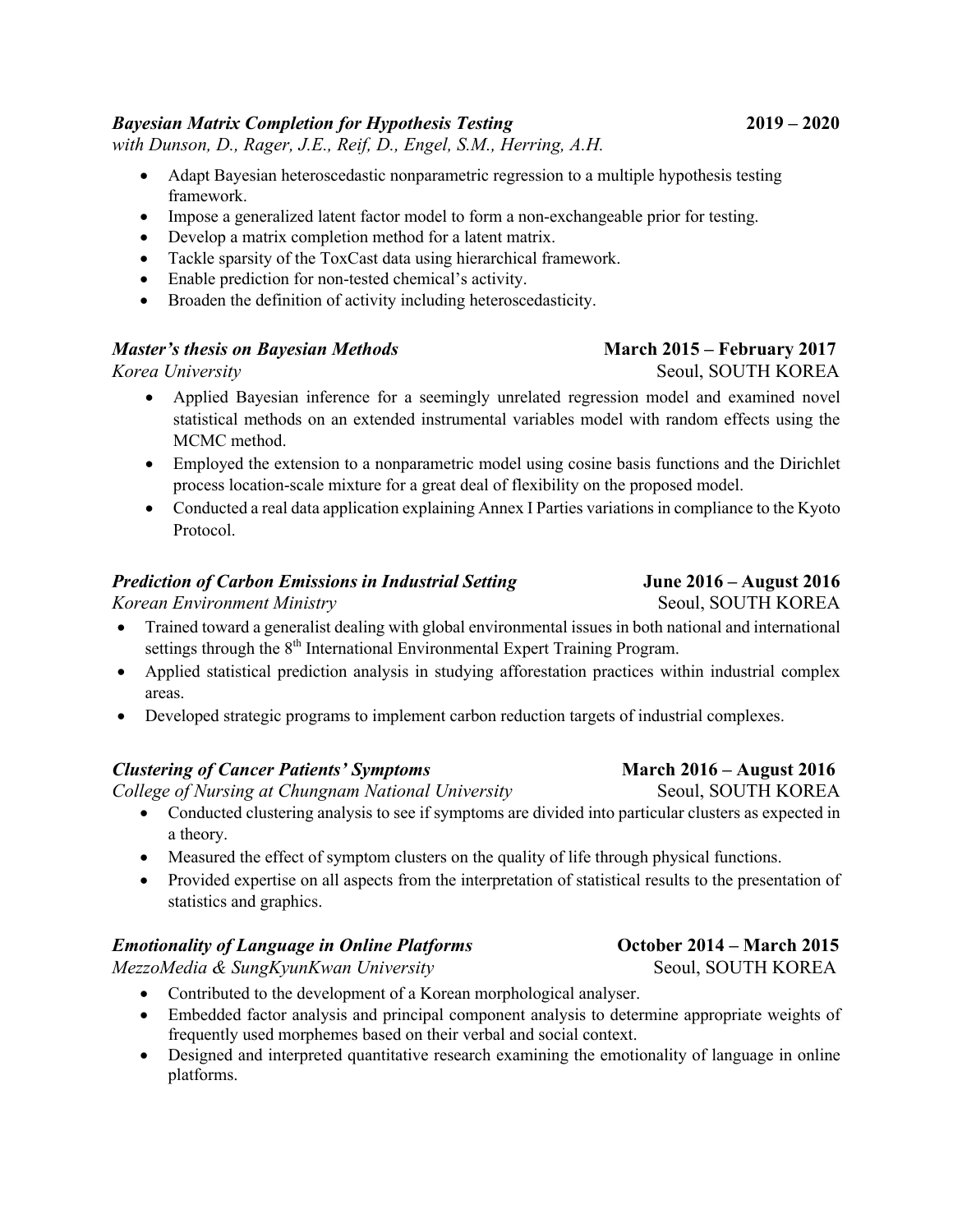***Bayesian Matrix Completion for Hypothesis Testing*** **2019 – 2020**
*with Dunson, D., Rager, J.E., Reif, D., Engel, S.M., Herring, A.H.*

- Adapt Bayesian heteroscedastic nonparametric regression to a multiple hypothesis testing framework.
- Impose a generalized latent factor model to form a non-exchangeable prior for testing.
- Develop a matrix completion method for a latent matrix.
- Tackle sparsity of the ToxCast data using hierarchical framework.
- Enable prediction for non-tested chemical's activity.
- Broaden the definition of activity including heteroscedasticity.

***Master's thesis on Bayesian Methods*** **March 2015 – February 2017**
*Korea University* Seoul, SOUTH KOREA

- Applied Bayesian inference for a seemingly unrelated regression model and examined novel statistical methods on an extended instrumental variables model with random effects using the MCMC method.
- Employed the extension to a nonparametric model using cosine basis functions and the Dirichlet process location-scale mixture for a great deal of flexibility on the proposed model.
- Conducted a real data application explaining Annex I Parties variations in compliance to the Kyoto Protocol.

***Prediction of Carbon Emissions in Industrial Setting*** **June 2016 – August 2016**
*Korean Environment Ministry* Seoul, SOUTH KOREA

- Trained toward a generalist dealing with global environmental issues in both national and international settings through the 8th International Environmental Expert Training Program.
- Applied statistical prediction analysis in studying afforestation practices within industrial complex areas.
- Developed strategic programs to implement carbon reduction targets of industrial complexes.

***Clustering of Cancer Patients' Symptoms*** **March 2016 – August 2016**
*College of Nursing at Chungnam National University* Seoul, SOUTH KOREA

- Conducted clustering analysis to see if symptoms are divided into particular clusters as expected in a theory.
- Measured the effect of symptom clusters on the quality of life through physical functions.
- Provided expertise on all aspects from the interpretation of statistical results to the presentation of statistics and graphics.

***Emotionality of Language in Online Platforms*** **October 2014 – March 2015**
*MezzoMedia & SungKyunKwan University* Seoul, SOUTH KOREA

- Contributed to the development of a Korean morphological analyser.
- Embedded factor analysis and principal component analysis to determine appropriate weights of frequently used morphemes based on their verbal and social context.
- Designed and interpreted quantitative research examining the emotionality of language in online platforms.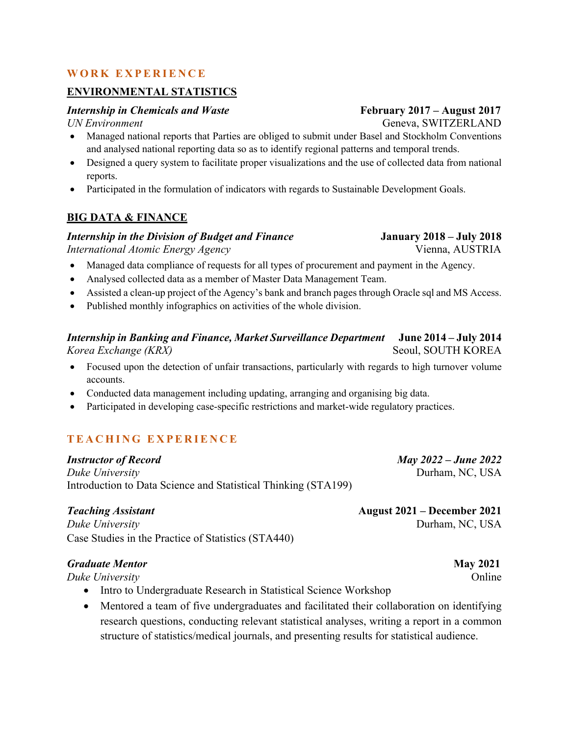## WORK EXPERIENCE

### ENVIRONMENTAL STATISTICS

***Internship in Chemicals and Waste*** **February 2017 – August 2017**
*UN Environment* Geneva, SWITZERLAND

- Managed national reports that Parties are obliged to submit under Basel and Stockholm Conventions and analysed national reporting data so as to identify regional patterns and temporal trends.
- Designed a query system to facilitate proper visualizations and the use of collected data from national reports.
- Participated in the formulation of indicators with regards to Sustainable Development Goals.

### BIG DATA & FINANCE

***Internship in the Division of Budget and Finance*** **January 2018 – July 2018**
*International Atomic Energy Agency* Vienna, AUSTRIA

- Managed data compliance of requests for all types of procurement and payment in the Agency.
- Analysed collected data as a member of Master Data Management Team.
- Assisted a clean-up project of the Agency's bank and branch pages through Oracle sql and MS Access.
- Published monthly infographics on activities of the whole division.

***Internship in Banking and Finance, Market Surveillance Department*** **June 2014 – July 2014**
*Korea Exchange (KRX)* Seoul, SOUTH KOREA

- Focused upon the detection of unfair transactions, particularly with regards to high turnover volume accounts.
- Conducted data management including updating, arranging and organising big data.
- Participated in developing case-specific restrictions and market-wide regulatory practices.

## TEACHING EXPERIENCE

***Instructor of Record*** ***May 2022 – June 2022***
*Duke University* Durham, NC, USA
Introduction to Data Science and Statistical Thinking (STA199)

***Teaching Assistant*** **August 2021 – December 2021**
*Duke University* Durham, NC, USA
Case Studies in the Practice of Statistics (STA440)

***Graduate Mentor*** **May 2021**
*Duke University* Online

- Intro to Undergraduate Research in Statistical Science Workshop
- Mentored a team of five undergraduates and facilitated their collaboration on identifying research questions, conducting relevant statistical analyses, writing a report in a common structure of statistics/medical journals, and presenting results for statistical audience.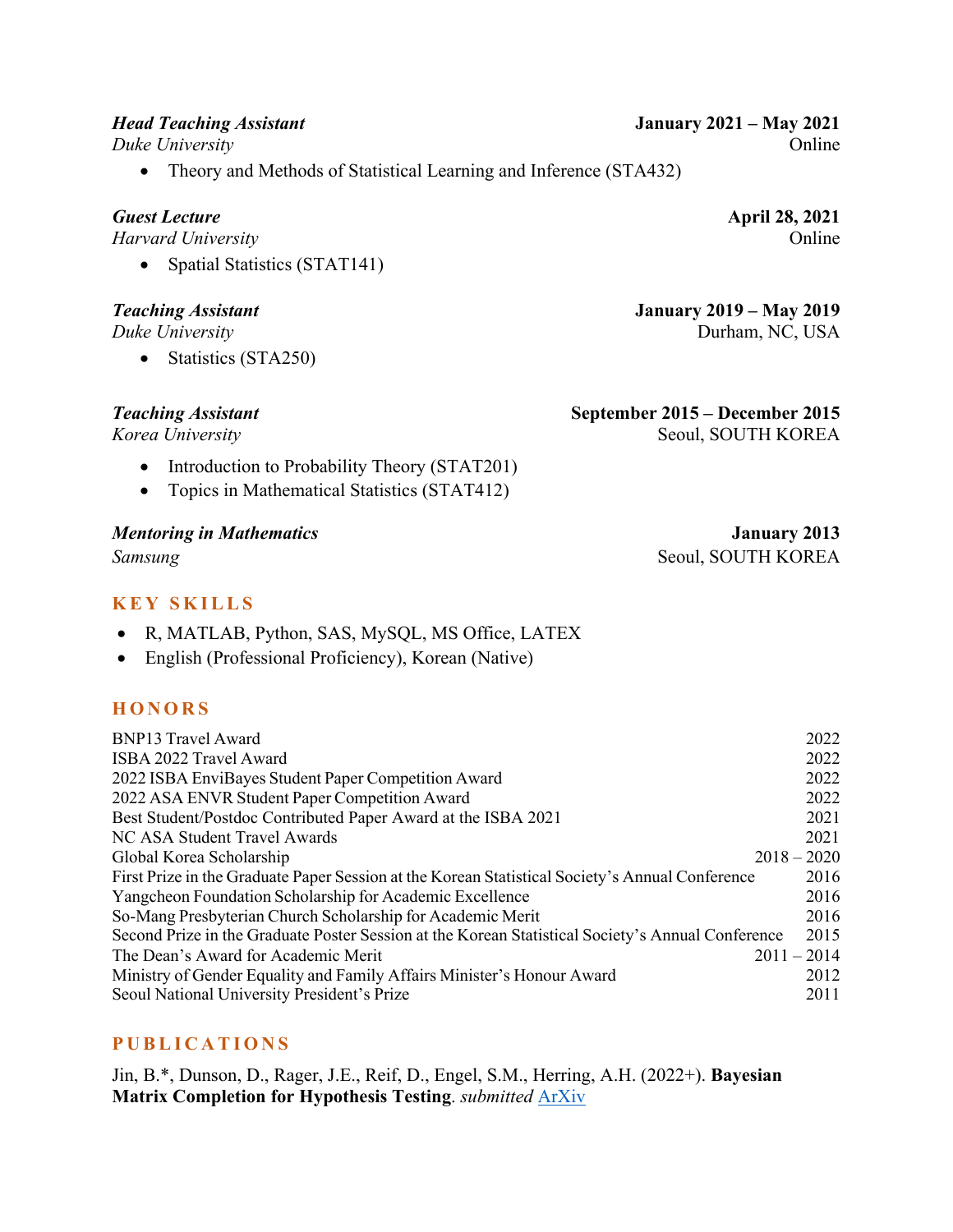***Head Teaching Assistant*** **January 2021 – May 2021**
*Duke University* Online

- Theory and Methods of Statistical Learning and Inference (STA432)

***Guest Lecture*** **April 28, 2021**
*Harvard University* Online

- Spatial Statistics (STAT141)

***Teaching Assistant*** **January 2019 – May 2019**
*Duke University* Durham, NC, USA

- Statistics (STA250)

***Teaching Assistant*** **September 2015 – December 2015**
*Korea University* Seoul, SOUTH KOREA

- Introduction to Probability Theory (STAT201)
- Topics in Mathematical Statistics (STAT412)

***Mentoring in Mathematics*** **January 2013**
*Samsung* Seoul, SOUTH KOREA

## KEY SKILLS

- R, MATLAB, Python, SAS, MySQL, MS Office, LATEX
- English (Professional Proficiency), Korean (Native)

## HONORS

| | |
|---|---|
| BNP13 Travel Award | 2022 |
| ISBA 2022 Travel Award | 2022 |
| 2022 ISBA EnviBayes Student Paper Competition Award | 2022 |
| 2022 ASA ENVR Student Paper Competition Award | 2022 |
| Best Student/Postdoc Contributed Paper Award at the ISBA 2021 | 2021 |
| NC ASA Student Travel Awards | 2021 |
| Global Korea Scholarship | 2018 – 2020 |
| First Prize in the Graduate Paper Session at the Korean Statistical Society's Annual Conference | 2016 |
| Yangcheon Foundation Scholarship for Academic Excellence | 2016 |
| So-Mang Presbyterian Church Scholarship for Academic Merit | 2016 |
| Second Prize in the Graduate Poster Session at the Korean Statistical Society's Annual Conference | 2015 |
| The Dean's Award for Academic Merit | 2011 – 2014 |
| Ministry of Gender Equality and Family Affairs Minister's Honour Award | 2012 |
| Seoul National University President's Prize | 2011 |

## PUBLICATIONS

Jin, B.*, Dunson, D., Rager, J.E., Reif, D., Engel, S.M., Herring, A.H. (2022+). **Bayesian Matrix Completion for Hypothesis Testing**. *submitted* ArXiv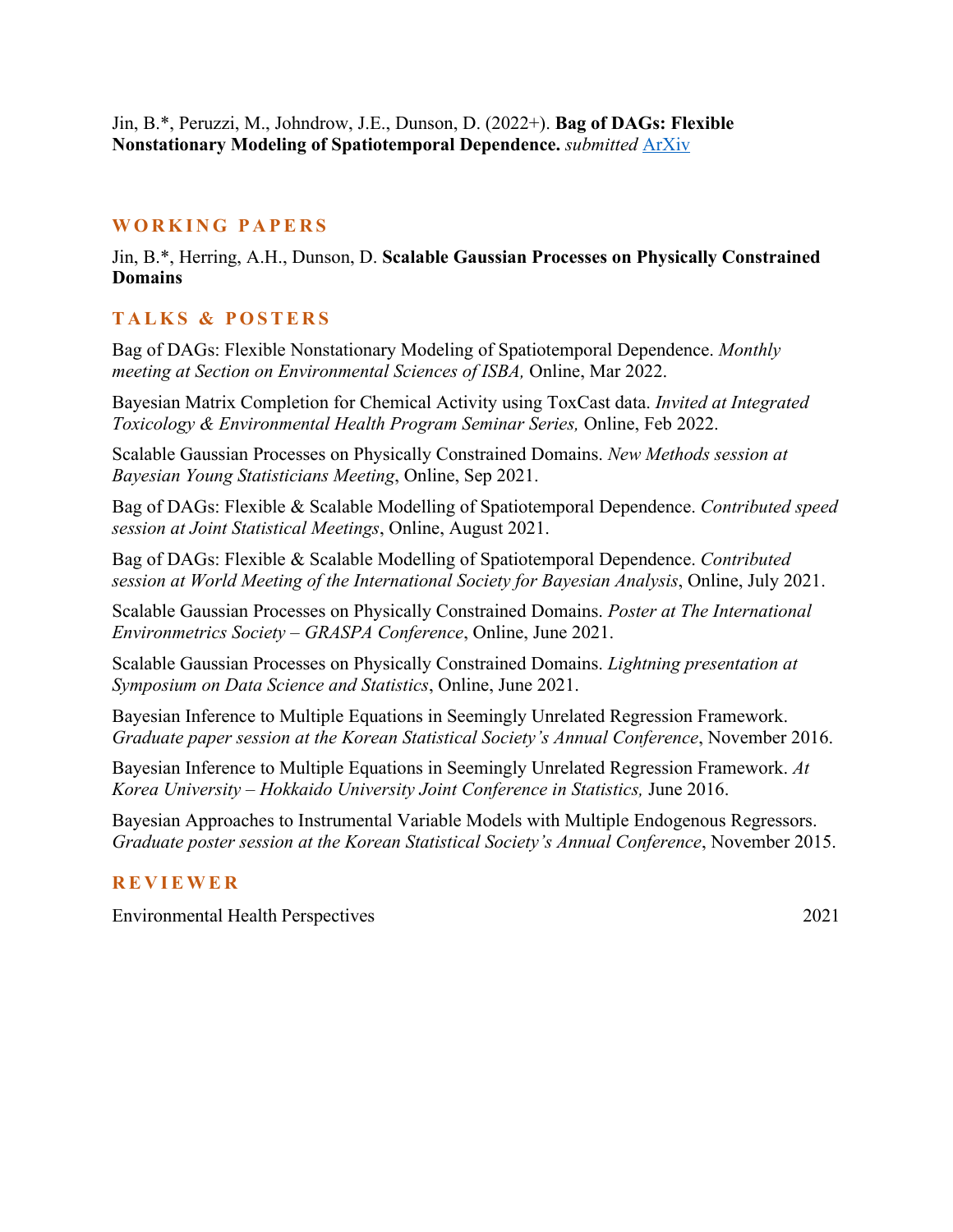Jin, B.*, Peruzzi, M., Johndrow, J.E., Dunson, D. (2022+). **Bag of DAGs: Flexible Nonstationary Modeling of Spatiotemporal Dependence.** *submitted* [ArXiv]

## WORKING PAPERS

Jin, B.*, Herring, A.H., Dunson, D. **Scalable Gaussian Processes on Physically Constrained Domains**

## TALKS & POSTERS

Bag of DAGs: Flexible Nonstationary Modeling of Spatiotemporal Dependence. *Monthly meeting at Section on Environmental Sciences of ISBA,* Online, Mar 2022.

Bayesian Matrix Completion for Chemical Activity using ToxCast data. *Invited at Integrated Toxicology & Environmental Health Program Seminar Series,* Online, Feb 2022.

Scalable Gaussian Processes on Physically Constrained Domains. *New Methods session at Bayesian Young Statisticians Meeting*, Online, Sep 2021.

Bag of DAGs: Flexible & Scalable Modelling of Spatiotemporal Dependence. *Contributed speed session at Joint Statistical Meetings*, Online, August 2021.

Bag of DAGs: Flexible & Scalable Modelling of Spatiotemporal Dependence. *Contributed session at World Meeting of the International Society for Bayesian Analysis*, Online, July 2021.

Scalable Gaussian Processes on Physically Constrained Domains. *Poster at The International Environmetrics Society – GRASPA Conference*, Online, June 2021.

Scalable Gaussian Processes on Physically Constrained Domains. *Lightning presentation at Symposium on Data Science and Statistics*, Online, June 2021.

Bayesian Inference to Multiple Equations in Seemingly Unrelated Regression Framework. *Graduate paper session at the Korean Statistical Society's Annual Conference*, November 2016.

Bayesian Inference to Multiple Equations in Seemingly Unrelated Regression Framework. *At Korea University – Hokkaido University Joint Conference in Statistics,* June 2016.

Bayesian Approaches to Instrumental Variable Models with Multiple Endogenous Regressors. *Graduate poster session at the Korean Statistical Society's Annual Conference*, November 2015.

## REVIEWER

Environmental Health Perspectives 2021